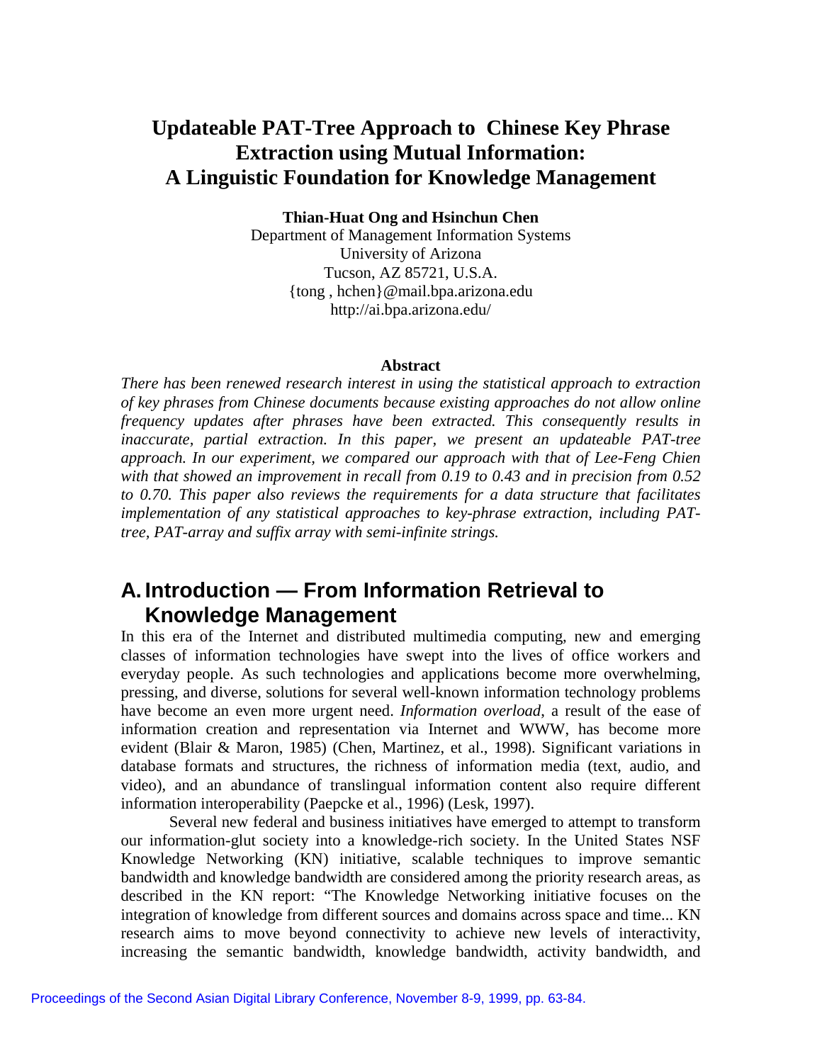# Updateable PAT-Tree Approach to Chinese Key Phrase Extraction using Mutual Information: A Linguistic Foundation for Knowledge Management

**Thian-Huat Ong and Hsinchun Chen**

Department of Management Information Systems
University of Arizona
Tucson, AZ 85721, U.S.A.
{tong , hchen}@mail.bpa.arizona.edu
http://ai.bpa.arizona.edu/

**Abstract**

*There has been renewed research interest in using the statistical approach to extraction of key phrases from Chinese documents because existing approaches do not allow online frequency updates after phrases have been extracted. This consequently results in inaccurate, partial extraction. In this paper, we present an updateable PAT-tree approach. In our experiment, we compared our approach with that of Lee-Feng Chien with that showed an improvement in recall from 0.19 to 0.43 and in precision from 0.52 to 0.70. This paper also reviews the requirements for a data structure that facilitates implementation of any statistical approaches to key-phrase extraction, including PAT-tree, PAT-array and suffix array with semi-infinite strings.*

## A. Introduction — From Information Retrieval to Knowledge Management

In this era of the Internet and distributed multimedia computing, new and emerging classes of information technologies have swept into the lives of office workers and everyday people. As such technologies and applications become more overwhelming, pressing, and diverse, solutions for several well-known information technology problems have become an even more urgent need. *Information overload*, a result of the ease of information creation and representation via Internet and WWW, has become more evident (Blair & Maron, 1985) (Chen, Martinez, et al., 1998). Significant variations in database formats and structures, the richness of information media (text, audio, and video), and an abundance of translingual information content also require different information interoperability (Paepcke et al., 1996) (Lesk, 1997).

Several new federal and business initiatives have emerged to attempt to transform our information-glut society into a knowledge-rich society. In the United States NSF Knowledge Networking (KN) initiative, scalable techniques to improve semantic bandwidth and knowledge bandwidth are considered among the priority research areas, as described in the KN report: "The Knowledge Networking initiative focuses on the integration of knowledge from different sources and domains across space and time... KN research aims to move beyond connectivity to achieve new levels of interactivity, increasing the semantic bandwidth, knowledge bandwidth, activity bandwidth, and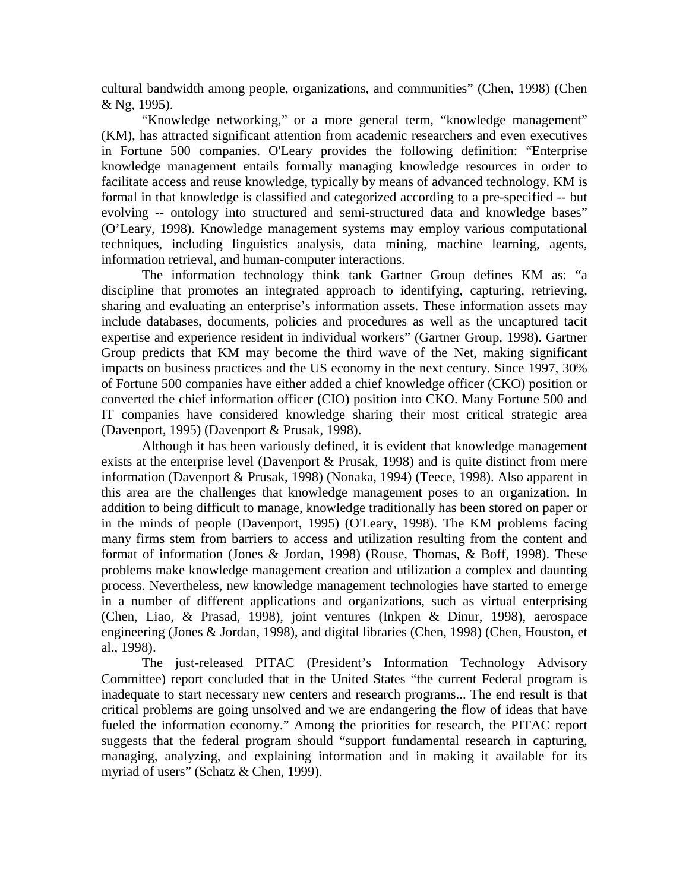cultural bandwidth among people, organizations, and communities" (Chen, 1998) (Chen & Ng, 1995).

"Knowledge networking," or a more general term, "knowledge management" (KM), has attracted significant attention from academic researchers and even executives in Fortune 500 companies. O'Leary provides the following definition: "Enterprise knowledge management entails formally managing knowledge resources in order to facilitate access and reuse knowledge, typically by means of advanced technology. KM is formal in that knowledge is classified and categorized according to a pre-specified -- but evolving -- ontology into structured and semi-structured data and knowledge bases" (O'Leary, 1998). Knowledge management systems may employ various computational techniques, including linguistics analysis, data mining, machine learning, agents, information retrieval, and human-computer interactions.

The information technology think tank Gartner Group defines KM as: "a discipline that promotes an integrated approach to identifying, capturing, retrieving, sharing and evaluating an enterprise's information assets. These information assets may include databases, documents, policies and procedures as well as the uncaptured tacit expertise and experience resident in individual workers" (Gartner Group, 1998). Gartner Group predicts that KM may become the third wave of the Net, making significant impacts on business practices and the US economy in the next century. Since 1997, 30% of Fortune 500 companies have either added a chief knowledge officer (CKO) position or converted the chief information officer (CIO) position into CKO. Many Fortune 500 and IT companies have considered knowledge sharing their most critical strategic area (Davenport, 1995) (Davenport & Prusak, 1998).

Although it has been variously defined, it is evident that knowledge management exists at the enterprise level (Davenport & Prusak, 1998) and is quite distinct from mere information (Davenport & Prusak, 1998) (Nonaka, 1994) (Teece, 1998). Also apparent in this area are the challenges that knowledge management poses to an organization. In addition to being difficult to manage, knowledge traditionally has been stored on paper or in the minds of people (Davenport, 1995) (O'Leary, 1998). The KM problems facing many firms stem from barriers to access and utilization resulting from the content and format of information (Jones & Jordan, 1998) (Rouse, Thomas, & Boff, 1998). These problems make knowledge management creation and utilization a complex and daunting process. Nevertheless, new knowledge management technologies have started to emerge in a number of different applications and organizations, such as virtual enterprising (Chen, Liao, & Prasad, 1998), joint ventures (Inkpen & Dinur, 1998), aerospace engineering (Jones & Jordan, 1998), and digital libraries (Chen, 1998) (Chen, Houston, et al., 1998).

The just-released PITAC (President's Information Technology Advisory Committee) report concluded that in the United States "the current Federal program is inadequate to start necessary new centers and research programs... The end result is that critical problems are going unsolved and we are endangering the flow of ideas that have fueled the information economy." Among the priorities for research, the PITAC report suggests that the federal program should "support fundamental research in capturing, managing, analyzing, and explaining information and in making it available for its myriad of users" (Schatz & Chen, 1999).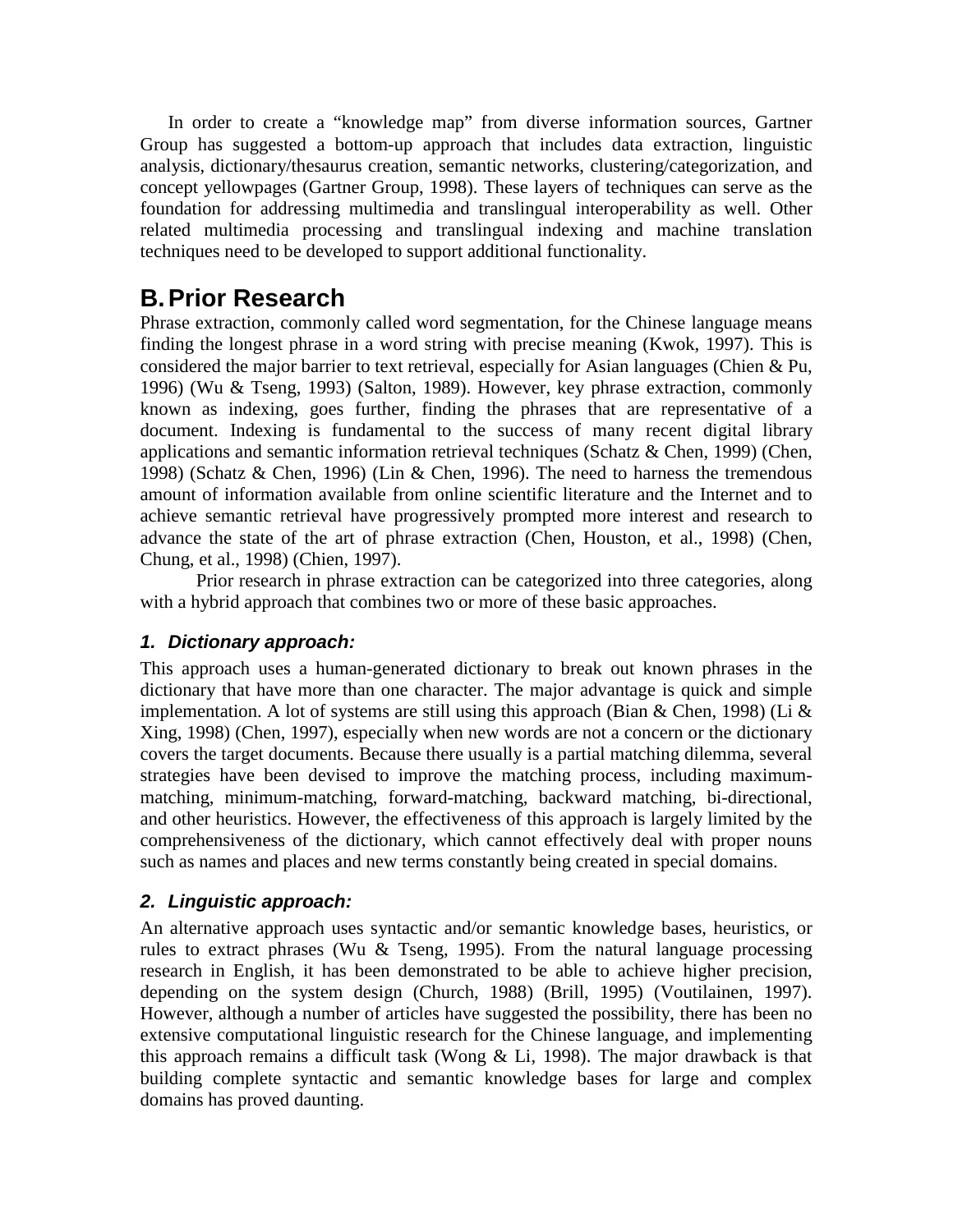In order to create a "knowledge map" from diverse information sources, Gartner Group has suggested a bottom-up approach that includes data extraction, linguistic analysis, dictionary/thesaurus creation, semantic networks, clustering/categorization, and concept yellowpages (Gartner Group, 1998). These layers of techniques can serve as the foundation for addressing multimedia and translingual interoperability as well. Other related multimedia processing and translingual indexing and machine translation techniques need to be developed to support additional functionality.

## B. Prior Research

Phrase extraction, commonly called word segmentation, for the Chinese language means finding the longest phrase in a word string with precise meaning (Kwok, 1997). This is considered the major barrier to text retrieval, especially for Asian languages (Chien & Pu, 1996) (Wu & Tseng, 1993) (Salton, 1989). However, key phrase extraction, commonly known as indexing, goes further, finding the phrases that are representative of a document. Indexing is fundamental to the success of many recent digital library applications and semantic information retrieval techniques (Schatz & Chen, 1999) (Chen, 1998) (Schatz & Chen, 1996) (Lin & Chen, 1996). The need to harness the tremendous amount of information available from online scientific literature and the Internet and to achieve semantic retrieval have progressively prompted more interest and research to advance the state of the art of phrase extraction (Chen, Houston, et al., 1998) (Chen, Chung, et al., 1998) (Chien, 1997).

Prior research in phrase extraction can be categorized into three categories, along with a hybrid approach that combines two or more of these basic approaches.

### *1. Dictionary approach:*

This approach uses a human-generated dictionary to break out known phrases in the dictionary that have more than one character. The major advantage is quick and simple implementation. A lot of systems are still using this approach (Bian & Chen, 1998) (Li & Xing, 1998) (Chen, 1997), especially when new words are not a concern or the dictionary covers the target documents. Because there usually is a partial matching dilemma, several strategies have been devised to improve the matching process, including maximum-matching, minimum-matching, forward-matching, backward matching, bi-directional, and other heuristics. However, the effectiveness of this approach is largely limited by the comprehensiveness of the dictionary, which cannot effectively deal with proper nouns such as names and places and new terms constantly being created in special domains.

### *2. Linguistic approach:*

An alternative approach uses syntactic and/or semantic knowledge bases, heuristics, or rules to extract phrases (Wu & Tseng, 1995). From the natural language processing research in English, it has been demonstrated to be able to achieve higher precision, depending on the system design (Church, 1988) (Brill, 1995) (Voutilainen, 1997). However, although a number of articles have suggested the possibility, there has been no extensive computational linguistic research for the Chinese language, and implementing this approach remains a difficult task (Wong & Li, 1998). The major drawback is that building complete syntactic and semantic knowledge bases for large and complex domains has proved daunting.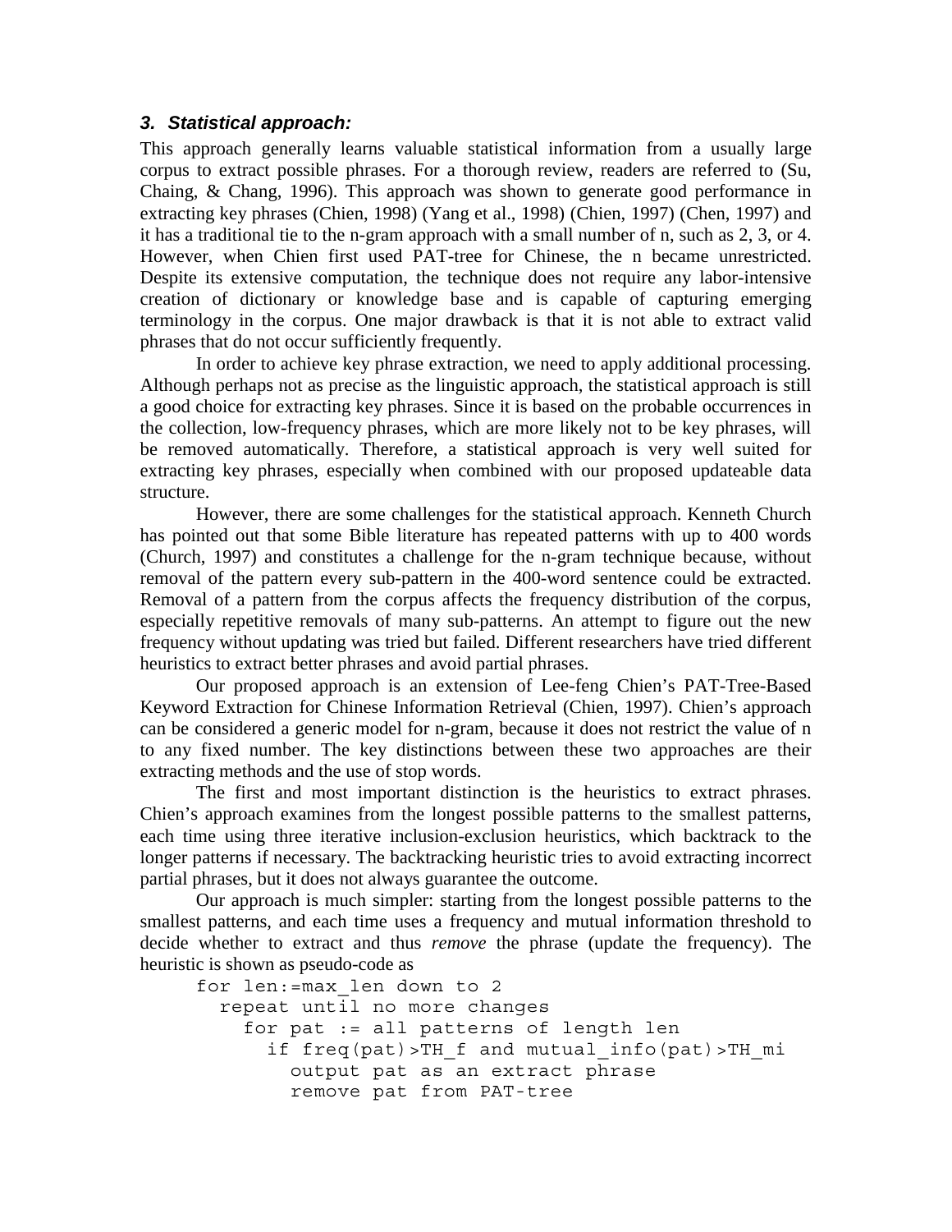### 3. *Statistical approach:*

This approach generally learns valuable statistical information from a usually large corpus to extract possible phrases. For a thorough review, readers are referred to (Su, Chaing, & Chang, 1996). This approach was shown to generate good performance in extracting key phrases (Chien, 1998) (Yang et al., 1998) (Chien, 1997) (Chen, 1997) and it has a traditional tie to the n-gram approach with a small number of n, such as 2, 3, or 4. However, when Chien first used PAT-tree for Chinese, the n became unrestricted. Despite its extensive computation, the technique does not require any labor-intensive creation of dictionary or knowledge base and is capable of capturing emerging terminology in the corpus. One major drawback is that it is not able to extract valid phrases that do not occur sufficiently frequently.

In order to achieve key phrase extraction, we need to apply additional processing. Although perhaps not as precise as the linguistic approach, the statistical approach is still a good choice for extracting key phrases. Since it is based on the probable occurrences in the collection, low-frequency phrases, which are more likely not to be key phrases, will be removed automatically. Therefore, a statistical approach is very well suited for extracting key phrases, especially when combined with our proposed updateable data structure.

However, there are some challenges for the statistical approach. Kenneth Church has pointed out that some Bible literature has repeated patterns with up to 400 words (Church, 1997) and constitutes a challenge for the n-gram technique because, without removal of the pattern every sub-pattern in the 400-word sentence could be extracted. Removal of a pattern from the corpus affects the frequency distribution of the corpus, especially repetitive removals of many sub-patterns. An attempt to figure out the new frequency without updating was tried but failed. Different researchers have tried different heuristics to extract better phrases and avoid partial phrases.

Our proposed approach is an extension of Lee-feng Chien's PAT-Tree-Based Keyword Extraction for Chinese Information Retrieval (Chien, 1997). Chien's approach can be considered a generic model for n-gram, because it does not restrict the value of n to any fixed number. The key distinctions between these two approaches are their extracting methods and the use of stop words.

The first and most important distinction is the heuristics to extract phrases. Chien's approach examines from the longest possible patterns to the smallest patterns, each time using three iterative inclusion-exclusion heuristics, which backtrack to the longer patterns if necessary. The backtracking heuristic tries to avoid extracting incorrect partial phrases, but it does not always guarantee the outcome.

Our approach is much simpler: starting from the longest possible patterns to the smallest patterns, and each time uses a frequency and mutual information threshold to decide whether to extract and thus *remove* the phrase (update the frequency). The heuristic is shown as pseudo-code as

```
for len:=max_len down to 2
  repeat until no more changes
    for pat := all patterns of length len
      if freq(pat)>TH_f and mutual_info(pat)>TH_mi
        output pat as an extract phrase
        remove pat from PAT-tree
```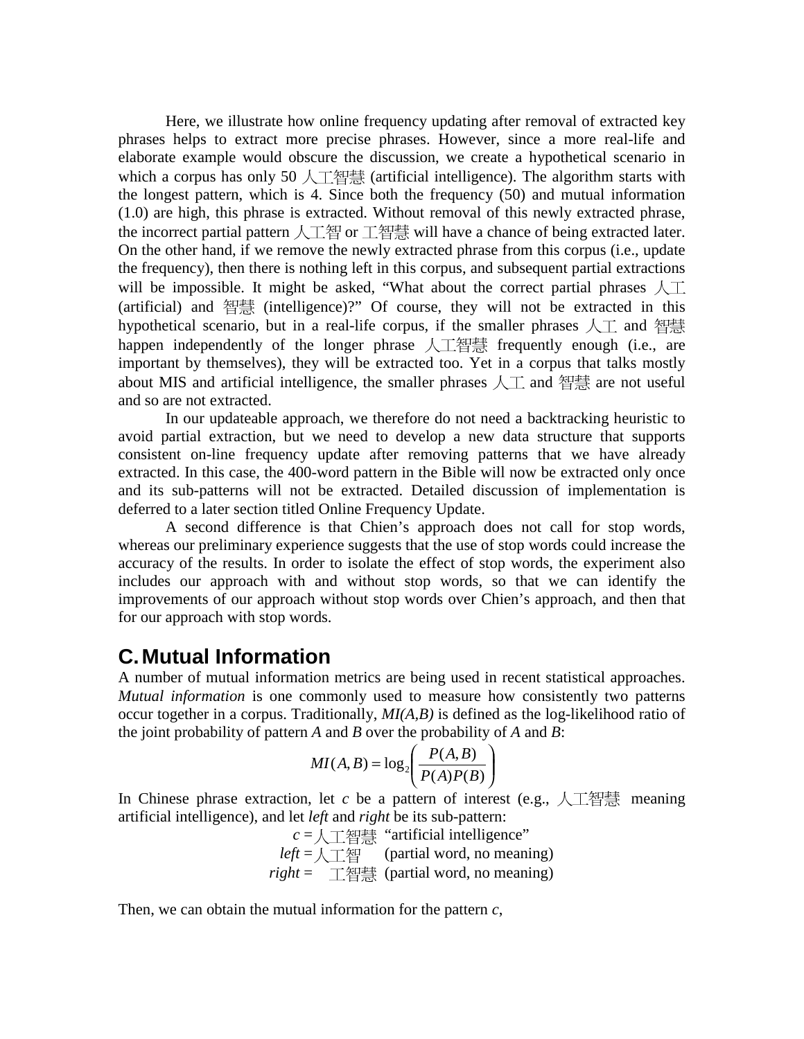Here, we illustrate how online frequency updating after removal of extracted key phrases helps to extract more precise phrases. However, since a more real-life and elaborate example would obscure the discussion, we create a hypothetical scenario in which a corpus has only 50 人工智慧 (artificial intelligence). The algorithm starts with the longest pattern, which is 4. Since both the frequency (50) and mutual information (1.0) are high, this phrase is extracted. Without removal of this newly extracted phrase, the incorrect partial pattern 人工智 or 工智慧 will have a chance of being extracted later. On the other hand, if we remove the newly extracted phrase from this corpus (i.e., update the frequency), then there is nothing left in this corpus, and subsequent partial extractions will be impossible. It might be asked, "What about the correct partial phrases 人工 (artificial) and 智慧 (intelligence)?" Of course, they will not be extracted in this hypothetical scenario, but in a real-life corpus, if the smaller phrases 人工 and 智慧 happen independently of the longer phrase 人工智慧 frequently enough (i.e., are important by themselves), they will be extracted too. Yet in a corpus that talks mostly about MIS and artificial intelligence, the smaller phrases 人工 and 智慧 are not useful and so are not extracted.

In our updateable approach, we therefore do not need a backtracking heuristic to avoid partial extraction, but we need to develop a new data structure that supports consistent on-line frequency update after removing patterns that we have already extracted. In this case, the 400-word pattern in the Bible will now be extracted only once and its sub-patterns will not be extracted. Detailed discussion of implementation is deferred to a later section titled Online Frequency Update.

A second difference is that Chien's approach does not call for stop words, whereas our preliminary experience suggests that the use of stop words could increase the accuracy of the results. In order to isolate the effect of stop words, the experiment also includes our approach with and without stop words, so that we can identify the improvements of our approach without stop words over Chien's approach, and then that for our approach with stop words.

## C. Mutual Information

A number of mutual information metrics are being used in recent statistical approaches. *Mutual information* is one commonly used to measure how consistently two patterns occur together in a corpus. Traditionally, *MI(A,B)* is defined as the log-likelihood ratio of the joint probability of pattern *A* and *B* over the probability of *A* and *B*:

$$MI(A,B) = \log_2\left(\frac{P(A,B)}{P(A)P(B)}\right)$$

In Chinese phrase extraction, let *c* be a pattern of interest (e.g., 人工智慧 meaning artificial intelligence), and let *left* and *right* be its sub-pattern:

*c* = 人工智慧 "artificial intelligence"
*left* = 人工智 (partial word, no meaning)
*right* = 工智慧 (partial word, no meaning)

Then, we can obtain the mutual information for the pattern *c*,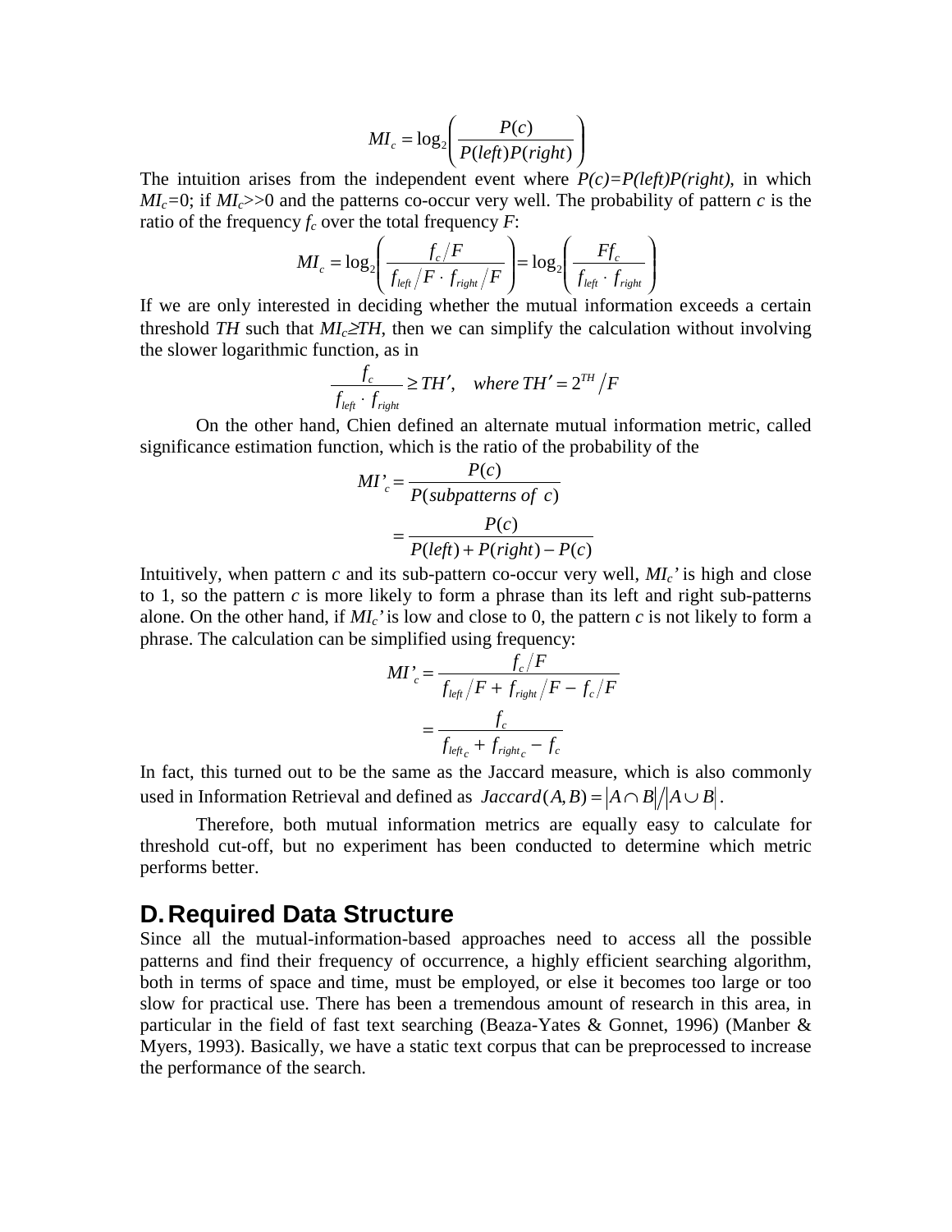$$MI_c = \log_2\left(\frac{P(c)}{P(left)P(right)}\right)$$

The intuition arises from the independent event where $P(c)=P(left)P(right)$, in which $MI_c=0$; if $MI_c>>0$ and the patterns co-occur very well. The probability of pattern $c$ is the ratio of the frequency $f_c$ over the total frequency $F$:

$$MI_c = \log_2\left(\frac{f_c/F}{f_{left}/F \cdot f_{right}/F}\right) = \log_2\left(\frac{Ff_c}{f_{left} \cdot f_{right}}\right)$$

If we are only interested in deciding whether the mutual information exceeds a certain threshold $TH$ such that $MI_c \geq TH$, then we can simplify the calculation without involving the slower logarithmic function, as in

$$\frac{f_c}{f_{left} \cdot f_{right}} \geq TH', \quad where\ TH' = 2^{TH}/F$$

On the other hand, Chien defined an alternate mutual information metric, called significance estimation function, which is the ratio of the probability of the

$$MI'_c = \frac{P(c)}{P(subpatterns\ of\ c)} = \frac{P(c)}{P(left)+P(right)-P(c)}$$

Intuitively, when pattern $c$ and its sub-pattern co-occur very well, $MI_c'$ is high and close to 1, so the pattern $c$ is more likely to form a phrase than its left and right sub-patterns alone. On the other hand, if $MI_c'$ is low and close to 0, the pattern $c$ is not likely to form a phrase. The calculation can be simplified using frequency:

$$MI'_c = \frac{f_c/F}{f_{left}/F + f_{right}/F - f_c/F} = \frac{f_c}{f_{left_c} + f_{right_c} - f_c}$$

In fact, this turned out to be the same as the Jaccard measure, which is also commonly used in Information Retrieval and defined as $Jaccard(A,B) = |A \cap B| / |A \cup B|$.

Therefore, both mutual information metrics are equally easy to calculate for threshold cut-off, but no experiment has been conducted to determine which metric performs better.

## D. Required Data Structure

Since all the mutual-information-based approaches need to access all the possible patterns and find their frequency of occurrence, a highly efficient searching algorithm, both in terms of space and time, must be employed, or else it becomes too large or too slow for practical use. There has been a tremendous amount of research in this area, in particular in the field of fast text searching (Beaza-Yates & Gonnet, 1996) (Manber & Myers, 1993). Basically, we have a static text corpus that can be preprocessed to increase the performance of the search.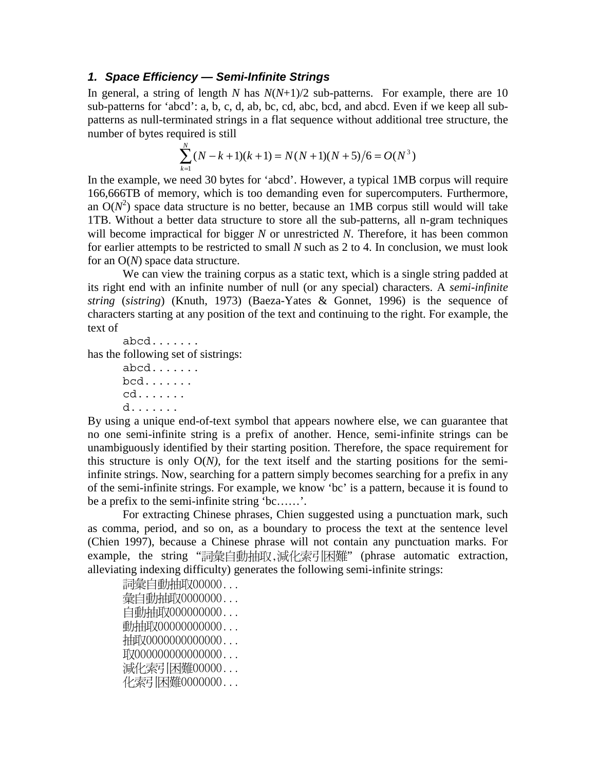### *1. Space Efficiency — Semi-Infinite Strings*

In general, a string of length $N$ has $N(N+1)/2$ sub-patterns. For example, there are 10 sub-patterns for 'abcd': a, b, c, d, ab, bc, cd, abc, bcd, and abcd. Even if we keep all sub-patterns as null-terminated strings in a flat sequence without additional tree structure, the number of bytes required is still

$$\sum_{k=1}^{N}(N-k+1)(k+1) = N(N+1)(N+5)/6 = O(N^3)$$

In the example, we need 30 bytes for 'abcd'. However, a typical 1MB corpus will require 166,666TB of memory, which is too demanding even for supercomputers. Furthermore, an $O(N^2)$ space data structure is no better, because an 1MB corpus still would will take 1TB. Without a better data structure to store all the sub-patterns, all n-gram techniques will become impractical for bigger $N$ or unrestricted $N$. Therefore, it has been common for earlier attempts to be restricted to small $N$ such as 2 to 4. In conclusion, we must look for an $O(N)$ space data structure.

We can view the training corpus as a static text, which is a single string padded at its right end with an infinite number of null (or any special) characters. A *semi-infinite string* (*sistring*) (Knuth, 1973) (Baeza-Yates & Gonnet, 1996) is the sequence of characters starting at any position of the text and continuing to the right. For example, the text of

```
abcd.......
```

has the following set of sistrings:

```
abcd.......
bcd.......
cd.......
d.......
```

By using a unique end-of-text symbol that appears nowhere else, we can guarantee that no one semi-infinite string is a prefix of another. Hence, semi-infinite strings can be unambiguously identified by their starting position. Therefore, the space requirement for this structure is only $O(N)$, for the text itself and the starting positions for the semi-infinite strings. Now, searching for a pattern simply becomes searching for a prefix in any of the semi-infinite strings. For example, we know 'bc' is a pattern, because it is found to be a prefix to the semi-infinite string 'bc……'.

For extracting Chinese phrases, Chien suggested using a punctuation mark, such as comma, period, and so on, as a boundary to process the text at the sentence level (Chien 1997), because a Chinese phrase will not contain any punctuation marks. For example, the string "詞彙自動抽取,減化索引困難" (phrase automatic extraction, alleviating indexing difficulty) generates the following semi-infinite strings:

```
詞彙自動抽取00000...
彙自動抽取0000000...
自動抽取000000000...
動抽取00000000000...
抽取0000000000000...
取000000000000000...
減化索引困難00000...
化索引困難0000000...
```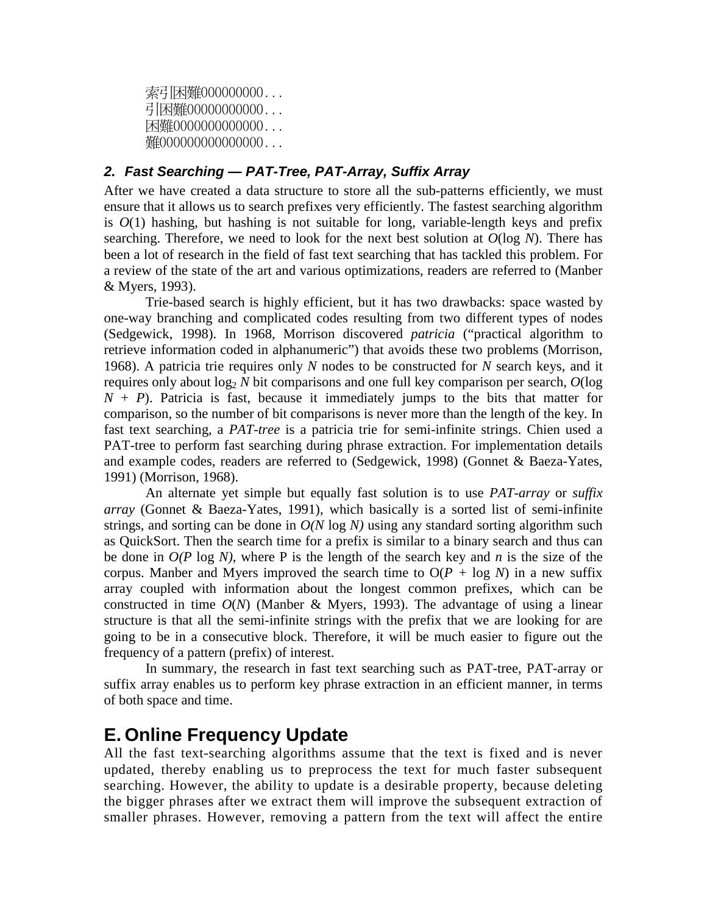索引困難000000000. . .
引困難00000000000. . .
困難0000000000000. . .
難000000000000000. . .

### 2. Fast Searching — PAT-Tree, PAT-Array, Suffix Array

After we have created a data structure to store all the sub-patterns efficiently, we must ensure that it allows us to search prefixes very efficiently. The fastest searching algorithm is $O(1)$ hashing, but hashing is not suitable for long, variable-length keys and prefix searching. Therefore, we need to look for the next best solution at $O(\log N)$. There has been a lot of research in the field of fast text searching that has tackled this problem. For a review of the state of the art and various optimizations, readers are referred to (Manber & Myers, 1993).

Trie-based search is highly efficient, but it has two drawbacks: space wasted by one-way branching and complicated codes resulting from two different types of nodes (Sedgewick, 1998). In 1968, Morrison discovered *patricia* ("practical algorithm to retrieve information coded in alphanumeric") that avoids these two problems (Morrison, 1968). A patricia trie requires only $N$ nodes to be constructed for $N$ search keys, and it requires only about $\log_2 N$ bit comparisons and one full key comparison per search, $O(\log N + P)$. Patricia is fast, because it immediately jumps to the bits that matter for comparison, so the number of bit comparisons is never more than the length of the key. In fast text searching, a *PAT-tree* is a patricia trie for semi-infinite strings. Chien used a PAT-tree to perform fast searching during phrase extraction. For implementation details and example codes, readers are referred to (Sedgewick, 1998) (Gonnet & Baeza-Yates, 1991) (Morrison, 1968).

An alternate yet simple but equally fast solution is to use *PAT-array* or *suffix array* (Gonnet & Baeza-Yates, 1991), which basically is a sorted list of semi-infinite strings, and sorting can be done in $O(N \log N)$ using any standard sorting algorithm such as QuickSort. Then the search time for a prefix is similar to a binary search and thus can be done in $O(P \log N)$, where P is the length of the search key and $n$ is the size of the corpus. Manber and Myers improved the search time to $O(P + \log N)$ in a new suffix array coupled with information about the longest common prefixes, which can be constructed in time $O(N)$ (Manber & Myers, 1993). The advantage of using a linear structure is that all the semi-infinite strings with the prefix that we are looking for are going to be in a consecutive block. Therefore, it will be much easier to figure out the frequency of a pattern (prefix) of interest.

In summary, the research in fast text searching such as PAT-tree, PAT-array or suffix array enables us to perform key phrase extraction in an efficient manner, in terms of both space and time.

## E. Online Frequency Update

All the fast text-searching algorithms assume that the text is fixed and is never updated, thereby enabling us to preprocess the text for much faster subsequent searching. However, the ability to update is a desirable property, because deleting the bigger phrases after we extract them will improve the subsequent extraction of smaller phrases. However, removing a pattern from the text will affect the entire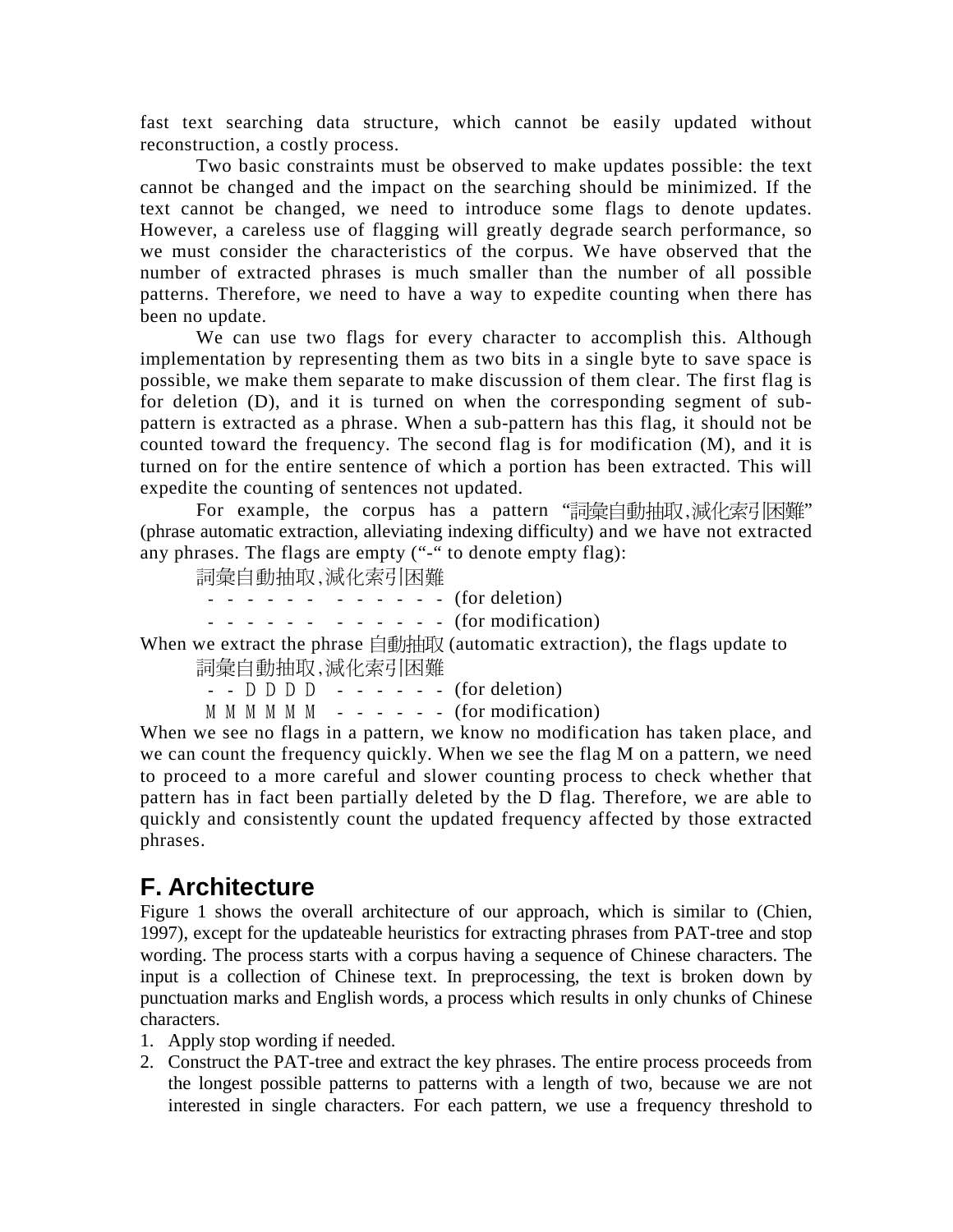fast text searching data structure, which cannot be easily updated without reconstruction, a costly process.

Two basic constraints must be observed to make updates possible: the text cannot be changed and the impact on the searching should be minimized. If the text cannot be changed, we need to introduce some flags to denote updates. However, a careless use of flagging will greatly degrade search performance, so we must consider the characteristics of the corpus. We have observed that the number of extracted phrases is much smaller than the number of all possible patterns. Therefore, we need to have a way to expedite counting when there has been no update.

We can use two flags for every character to accomplish this. Although implementation by representing them as two bits in a single byte to save space is possible, we make them separate to make discussion of them clear. The first flag is for deletion (D), and it is turned on when the corresponding segment of sub-pattern is extracted as a phrase. When a sub-pattern has this flag, it should not be counted toward the frequency. The second flag is for modification (M), and it is turned on for the entire sentence of which a portion has been extracted. This will expedite the counting of sentences not updated.

For example, the corpus has a pattern "詞彙自動抽取,減化索引困難" (phrase automatic extraction, alleviating indexing difficulty) and we have not extracted any phrases. The flags are empty ("-" to denote empty flag):

```
詞彙自動抽取,減化索引困難
- - - - - -  - - - - - - (for deletion)
- - - - - -  - - - - - - (for modification)
```

When we extract the phrase 自動抽取 (automatic extraction), the flags update to

```
詞彙自動抽取,減化索引困難
- - D D D D  - - - - - - (for deletion)
M M M M M M  - - - - - - (for modification)
```

When we see no flags in a pattern, we know no modification has taken place, and we can count the frequency quickly. When we see the flag M on a pattern, we need to proceed to a more careful and slower counting process to check whether that pattern has in fact been partially deleted by the D flag. Therefore, we are able to quickly and consistently count the updated frequency affected by those extracted phrases.

## F. Architecture

Figure 1 shows the overall architecture of our approach, which is similar to (Chien, 1997), except for the updateable heuristics for extracting phrases from PAT-tree and stop wording. The process starts with a corpus having a sequence of Chinese characters. The input is a collection of Chinese text. In preprocessing, the text is broken down by punctuation marks and English words, a process which results in only chunks of Chinese characters.

1. Apply stop wording if needed.
2. Construct the PAT-tree and extract the key phrases. The entire process proceeds from the longest possible patterns to patterns with a length of two, because we are not interested in single characters. For each pattern, we use a frequency threshold to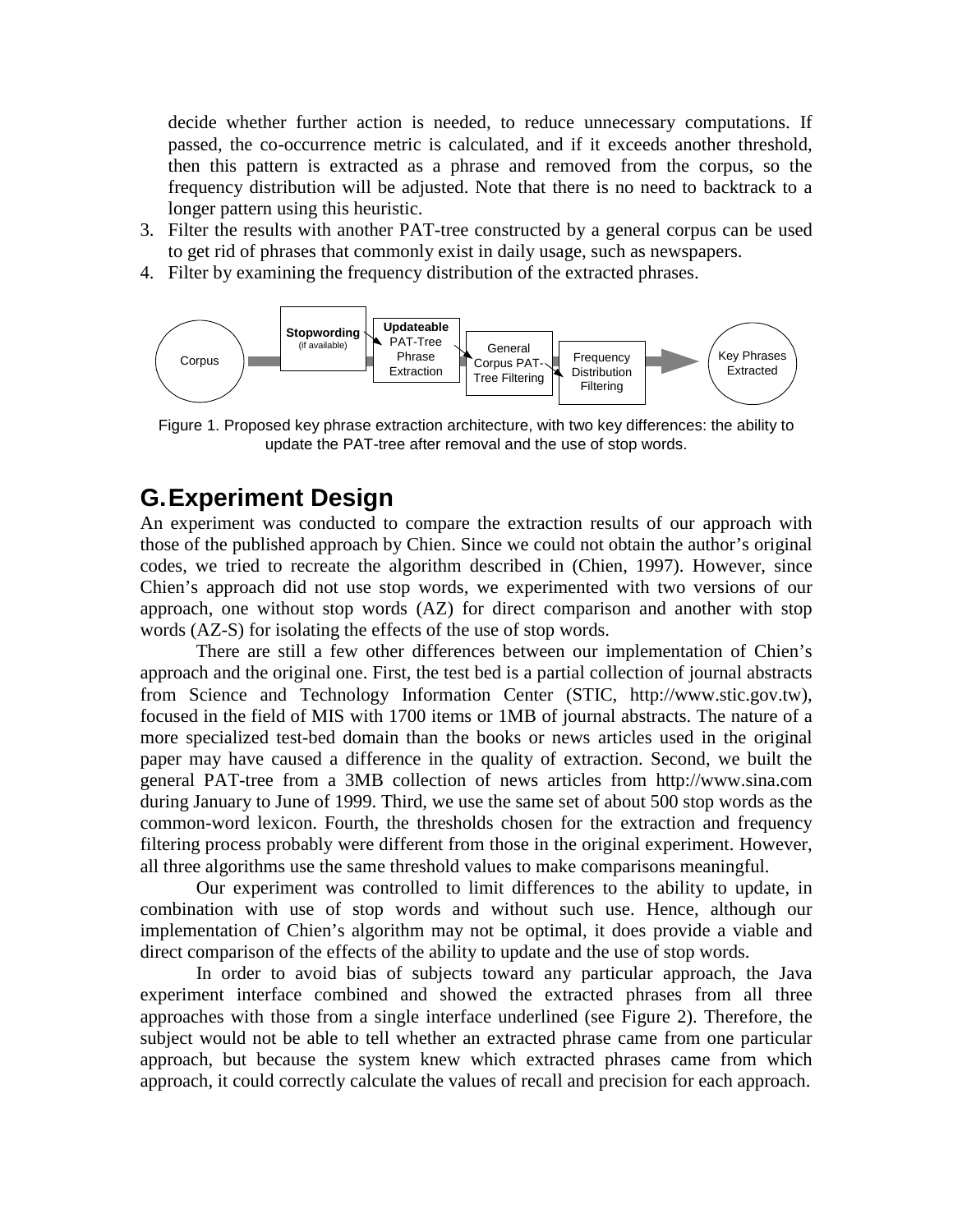decide whether further action is needed, to reduce unnecessary computations. If passed, the co-occurrence metric is calculated, and if it exceeds another threshold, then this pattern is extracted as a phrase and removed from the corpus, so the frequency distribution will be adjusted. Note that there is no need to backtrack to a longer pattern using this heuristic.

3. Filter the results with another PAT-tree constructed by a general corpus can be used to get rid of phrases that commonly exist in daily usage, such as newspapers.
4. Filter by examining the frequency distribution of the extracted phrases.

Corpus → **Stopwording** (if available) → **Updateable** PAT-Tree Phrase Extraction → General Corpus PAT-Tree Filtering → Frequency Distribution Filtering → Key Phrases Extracted

Figure 1. Proposed key phrase extraction architecture, with two key differences: the ability to update the PAT-tree after removal and the use of stop words.

## G. Experiment Design

An experiment was conducted to compare the extraction results of our approach with those of the published approach by Chien. Since we could not obtain the author's original codes, we tried to recreate the algorithm described in (Chien, 1997). However, since Chien's approach did not use stop words, we experimented with two versions of our approach, one without stop words (AZ) for direct comparison and another with stop words (AZ-S) for isolating the effects of the use of stop words.

There are still a few other differences between our implementation of Chien's approach and the original one. First, the test bed is a partial collection of journal abstracts from Science and Technology Information Center (STIC, http://www.stic.gov.tw), focused in the field of MIS with 1700 items or 1MB of journal abstracts. The nature of a more specialized test-bed domain than the books or news articles used in the original paper may have caused a difference in the quality of extraction. Second, we built the general PAT-tree from a 3MB collection of news articles from http://www.sina.com during January to June of 1999. Third, we use the same set of about 500 stop words as the common-word lexicon. Fourth, the thresholds chosen for the extraction and frequency filtering process probably were different from those in the original experiment. However, all three algorithms use the same threshold values to make comparisons meaningful.

Our experiment was controlled to limit differences to the ability to update, in combination with use of stop words and without such use. Hence, although our implementation of Chien's algorithm may not be optimal, it does provide a viable and direct comparison of the effects of the ability to update and the use of stop words.

In order to avoid bias of subjects toward any particular approach, the Java experiment interface combined and showed the extracted phrases from all three approaches with those from a single interface underlined (see Figure 2). Therefore, the subject would not be able to tell whether an extracted phrase came from one particular approach, but because the system knew which extracted phrases came from which approach, it could correctly calculate the values of recall and precision for each approach.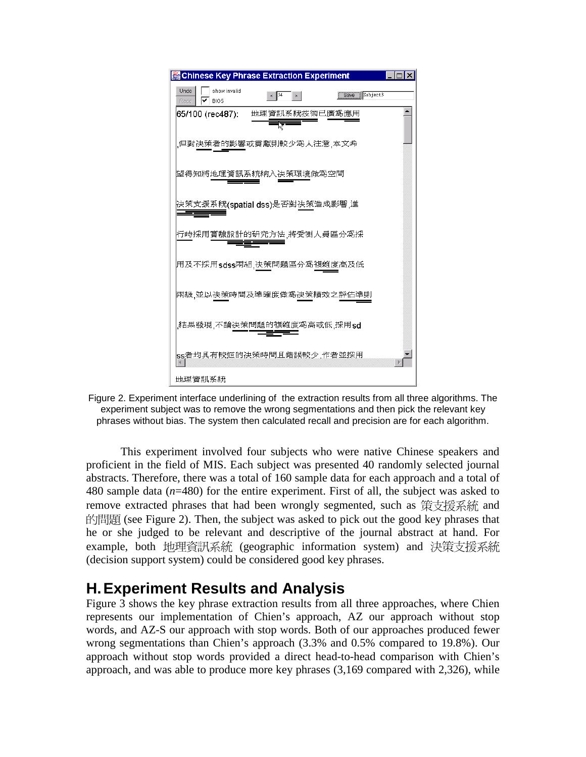Figure 2. Experiment interface underlining of the extraction results from all three algorithms. The experiment subject was to remove the wrong segmentations and then pick the relevant key phrases without bias. The system then calculated recall and precision are for each algorithm.

This experiment involved four subjects who were native Chinese speakers and proficient in the field of MIS. Each subject was presented 40 randomly selected journal abstracts. Therefore, there was a total of 160 sample data for each approach and a total of 480 sample data (*n*=480) for the entire experiment. First of all, the subject was asked to remove extracted phrases that had been wrongly segmented, such as 策支援系統 and 的問題 (see Figure 2). Then, the subject was asked to pick out the good key phrases that he or she judged to be relevant and descriptive of the journal abstract at hand. For example, both 地理資訊系統 (geographic information system) and 決策支援系統 (decision support system) could be considered good key phrases.

## H. Experiment Results and Analysis

Figure 3 shows the key phrase extraction results from all three approaches, where Chien represents our implementation of Chien's approach, AZ our approach without stop words, and AZ-S our approach with stop words. Both of our approaches produced fewer wrong segmentations than Chien's approach (3.3% and 0.5% compared to 19.8%). Our approach without stop words provided a direct head-to-head comparison with Chien's approach, and was able to produce more key phrases (3,169 compared with 2,326), while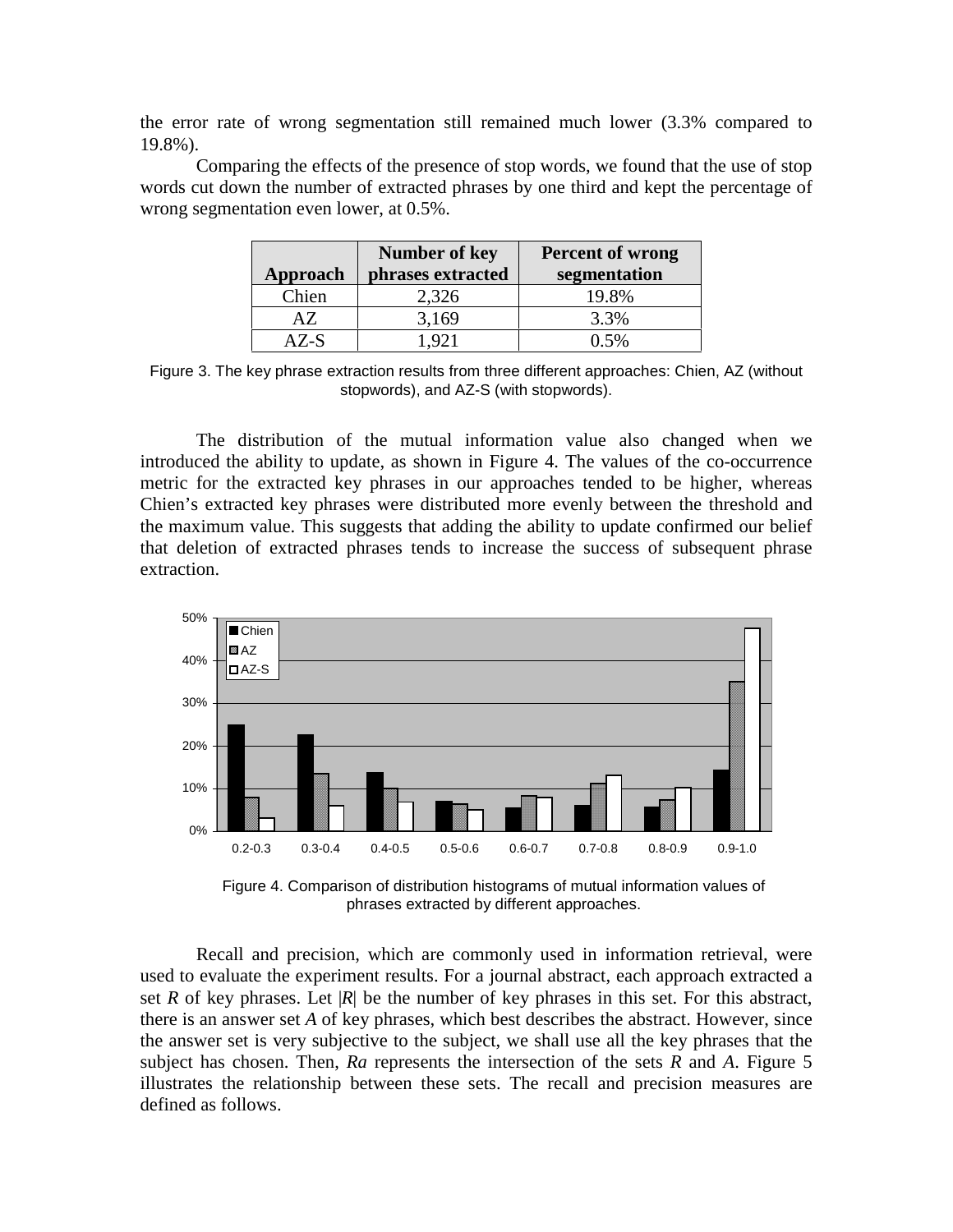the error rate of wrong segmentation still remained much lower (3.3% compared to 19.8%).

Comparing the effects of the presence of stop words, we found that the use of stop words cut down the number of extracted phrases by one third and kept the percentage of wrong segmentation even lower, at 0.5%.

| Approach | Number of key phrases extracted | Percent of wrong segmentation |
|---|---|---|
| Chien | 2,326 | 19.8% |
| AZ | 3,169 | 3.3% |
| AZ-S | 1,921 | 0.5% |

Figure 3. The key phrase extraction results from three different approaches: Chien, AZ (without stopwords), and AZ-S (with stopwords).

The distribution of the mutual information value also changed when we introduced the ability to update, as shown in Figure 4. The values of the co-occurrence metric for the extracted key phrases in our approaches tended to be higher, whereas Chien's extracted key phrases were distributed more evenly between the threshold and the maximum value. This suggests that adding the ability to update confirmed our belief that deletion of extracted phrases tends to increase the success of subsequent phrase extraction.

Figure 4. Comparison of distribution histograms of mutual information values of phrases extracted by different approaches.

Recall and precision, which are commonly used in information retrieval, were used to evaluate the experiment results. For a journal abstract, each approach extracted a set *R* of key phrases. Let |*R*| be the number of key phrases in this set. For this abstract, there is an answer set *A* of key phrases, which best describes the abstract. However, since the answer set is very subjective to the subject, we shall use all the key phrases that the subject has chosen. Then, *Ra* represents the intersection of the sets *R* and *A*. Figure 5 illustrates the relationship between these sets. The recall and precision measures are defined as follows.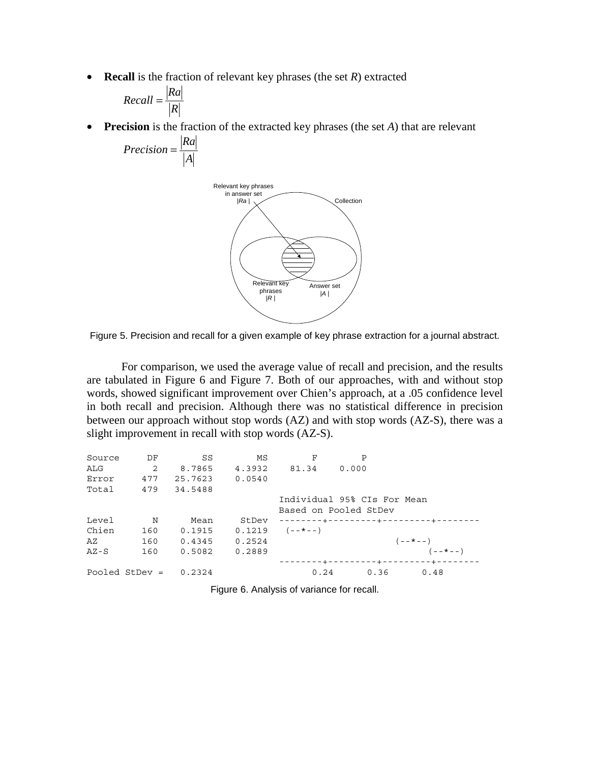- **Recall** is the fraction of relevant key phrases (the set *R*) extracted

$$Recall = \frac{|Ra|}{|R|}$$

- **Precision** is the fraction of the extracted key phrases (the set *A*) that are relevant

$$Precision = \frac{|Ra|}{|A|}$$

Figure 5. Precision and recall for a given example of key phrase extraction for a journal abstract.

For comparison, we used the average value of recall and precision, and the results are tabulated in Figure 6 and Figure 7. Both of our approaches, with and without stop words, showed significant improvement over Chien's approach, at a .05 confidence level in both recall and precision. Although there was no statistical difference in precision between our approach without stop words (AZ) and with stop words (AZ-S), there was a slight improvement in recall with stop words (AZ-S).

```
Source     DF        SS        MS        F        P
ALG         2    8.7865    4.3932    81.34    0.000
Error     477   25.7623    0.0540
Total     479   34.5488
                                   Individual 95% CIs For Mean
                                   Based on Pooled StDev
Level       N      Mean     StDev  --------+---------+---------+--------
Chien     160    0.1915    0.1219   (--*--)
AZ        160    0.4345    0.2524                     (--*--)
AZ-S      160    0.5082    0.2889                          (--*--)
                                   --------+---------+---------+--------
Pooled StDev =   0.2324                  0.24      0.36      0.48
```

Figure 6. Analysis of variance for recall.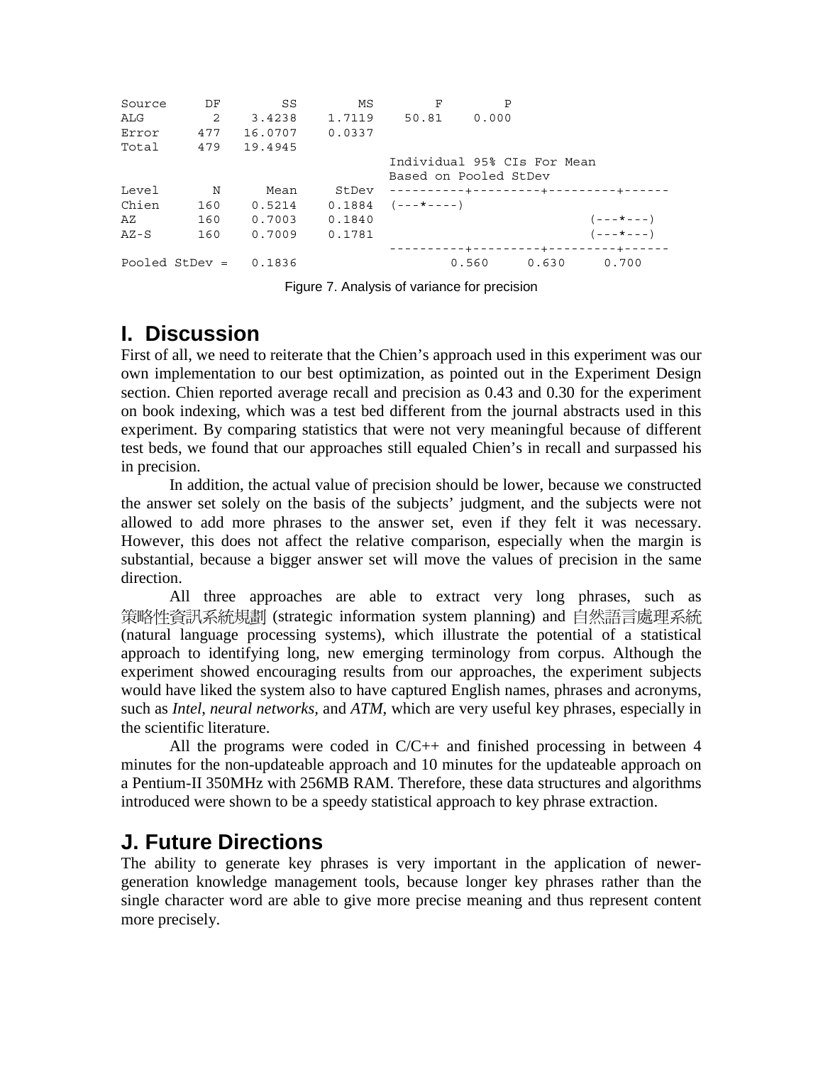```
Source     DF        SS        MS        F        P
ALG         2    3.4238    1.7119    50.81    0.000
Error     477   16.0707    0.0337
Total     479   19.4945
                                    Individual 95% CIs For Mean
                                    Based on Pooled StDev
Level       N      Mean     StDev   ----------+---------+---------+------
Chien     160    0.5214    0.1884   (---*----)
AZ        160    0.7003    0.1840                              (---*---)
AZ-S      160    0.7009    0.1781                              (---*---)
                                    ----------+---------+---------+------
Pooled StDev =   0.1836                   0.560     0.630     0.700
```

Figure 7. Analysis of variance for precision

## I. Discussion

First of all, we need to reiterate that the Chien's approach used in this experiment was our own implementation to our best optimization, as pointed out in the Experiment Design section. Chien reported average recall and precision as 0.43 and 0.30 for the experiment on book indexing, which was a test bed different from the journal abstracts used in this experiment. By comparing statistics that were not very meaningful because of different test beds, we found that our approaches still equaled Chien's in recall and surpassed his in precision.

In addition, the actual value of precision should be lower, because we constructed the answer set solely on the basis of the subjects' judgment, and the subjects were not allowed to add more phrases to the answer set, even if they felt it was necessary. However, this does not affect the relative comparison, especially when the margin is substantial, because a bigger answer set will move the values of precision in the same direction.

All three approaches are able to extract very long phrases, such as 策略性資訊系統規劃 (strategic information system planning) and 自然語言處理系統 (natural language processing systems), which illustrate the potential of a statistical approach to identifying long, new emerging terminology from corpus. Although the experiment showed encouraging results from our approaches, the experiment subjects would have liked the system also to have captured English names, phrases and acronyms, such as *Intel*, *neural networks*, and *ATM*, which are very useful key phrases, especially in the scientific literature.

All the programs were coded in C/C++ and finished processing in between 4 minutes for the non-updateable approach and 10 minutes for the updateable approach on a Pentium-II 350MHz with 256MB RAM. Therefore, these data structures and algorithms introduced were shown to be a speedy statistical approach to key phrase extraction.

## J. Future Directions

The ability to generate key phrases is very important in the application of newer-generation knowledge management tools, because longer key phrases rather than the single character word are able to give more precise meaning and thus represent content more precisely.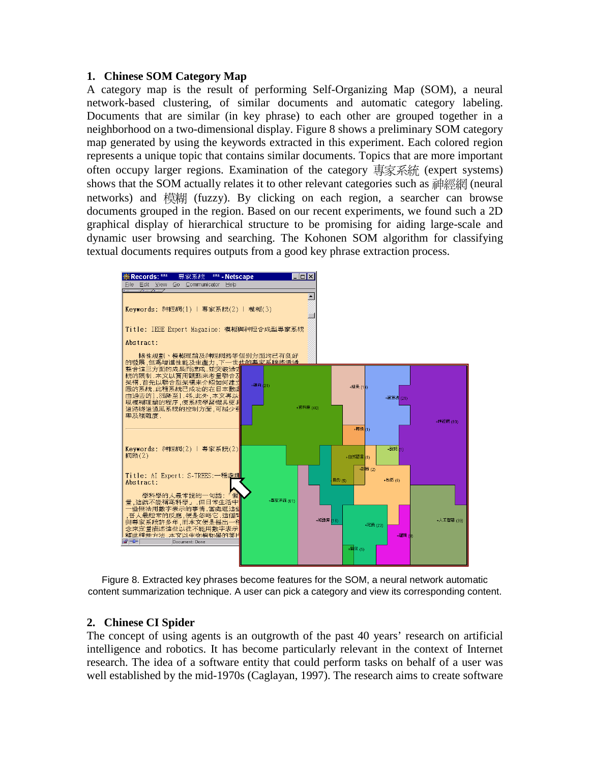### 1. Chinese SOM Category Map

A category map is the result of performing Self-Organizing Map (SOM), a neural network-based clustering, of similar documents and automatic category labeling. Documents that are similar (in key phrase) to each other are grouped together in a neighborhood on a two-dimensional display. Figure 8 shows a preliminary SOM category map generated by using the keywords extracted in this experiment. Each colored region represents a unique topic that contains similar documents. Topics that are more important often occupy larger regions. Examination of the category 專家系統 (expert systems) shows that the SOM actually relates it to other relevant categories such as 神經網 (neural networks) and 模糊 (fuzzy). By clicking on each region, a searcher can browse documents grouped in the region. Based on our recent experiments, we found such a 2D graphical display of hierarchical structure to be promising for aiding large-scale and dynamic user browsing and searching. The Kohonen SOM algorithm for classifying textual documents requires outputs from a good key phrase extraction process.

Figure 8. Extracted key phrases become features for the SOM, a neural network automatic content summarization technique. A user can pick a category and view its corresponding content.

### 2. Chinese CI Spider

The concept of using agents is an outgrowth of the past 40 years' research on artificial intelligence and robotics. It has become particularly relevant in the context of Internet research. The idea of a software entity that could perform tasks on behalf of a user was well established by the mid-1970s (Caglayan, 1997). The research aims to create software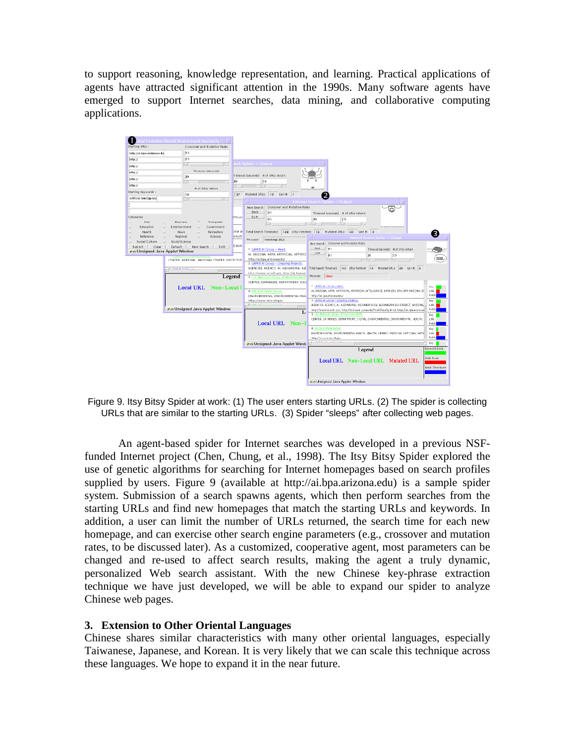to support reasoning, knowledge representation, and learning. Practical applications of agents have attracted significant attention in the 1990s. Many software agents have emerged to support Internet searches, data mining, and collaborative computing applications.

Figure 9. Itsy Bitsy Spider at work: (1) The user enters starting URLs. (2) The spider is collecting URLs that are similar to the starting URLs. (3) Spider "sleeps" after collecting web pages.

An agent-based spider for Internet searches was developed in a previous NSF-funded Internet project (Chen, Chung, et al., 1998). The Itsy Bitsy Spider explored the use of genetic algorithms for searching for Internet homepages based on search profiles supplied by users. Figure 9 (available at http://ai.bpa.arizona.edu) is a sample spider system. Submission of a search spawns agents, which then perform searches from the starting URLs and find new homepages that match the starting URLs and keywords. In addition, a user can limit the number of URLs returned, the search time for each new homepage, and can exercise other search engine parameters (e.g., crossover and mutation rates, to be discussed later). As a customized, cooperative agent, most parameters can be changed and re-used to affect search results, making the agent a truly dynamic, personalized Web search assistant. With the new Chinese key-phrase extraction technique we have just developed, we will be able to expand our spider to analyze Chinese web pages.

### 3. Extension to Other Oriental Languages

Chinese shares similar characteristics with many other oriental languages, especially Taiwanese, Japanese, and Korean. It is very likely that we can scale this technique across these languages. We hope to expand it in the near future.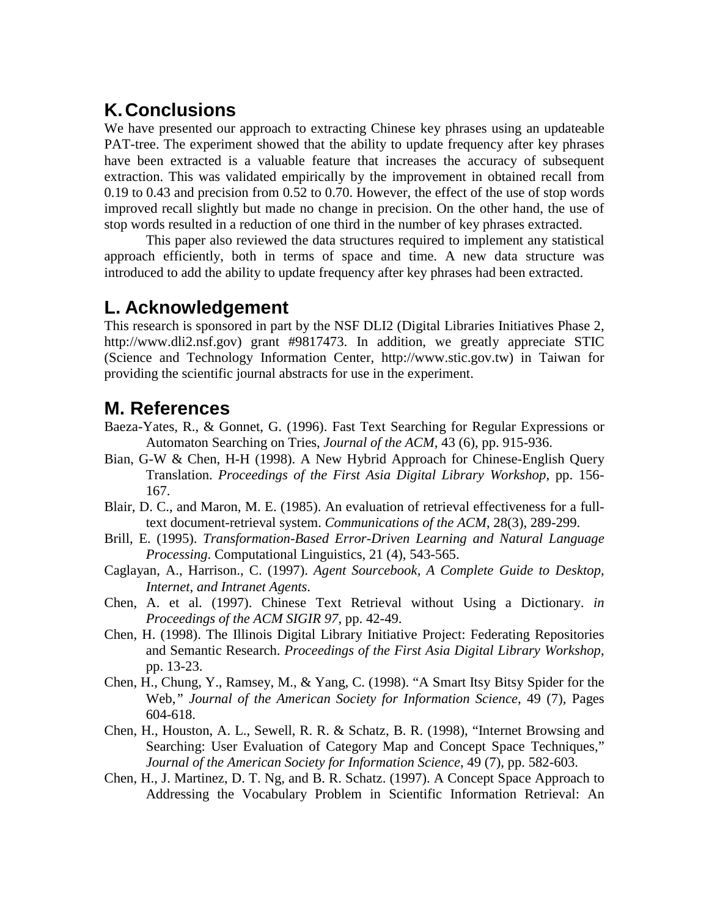## K. Conclusions

We have presented our approach to extracting Chinese key phrases using an updateable PAT-tree. The experiment showed that the ability to update frequency after key phrases have been extracted is a valuable feature that increases the accuracy of subsequent extraction. This was validated empirically by the improvement in obtained recall from 0.19 to 0.43 and precision from 0.52 to 0.70. However, the effect of the use of stop words improved recall slightly but made no change in precision. On the other hand, the use of stop words resulted in a reduction of one third in the number of key phrases extracted.

This paper also reviewed the data structures required to implement any statistical approach efficiently, both in terms of space and time. A new data structure was introduced to add the ability to update frequency after key phrases had been extracted.

## L. Acknowledgement

This research is sponsored in part by the NSF DLI2 (Digital Libraries Initiatives Phase 2, http://www.dli2.nsf.gov) grant #9817473. In addition, we greatly appreciate STIC (Science and Technology Information Center, http://www.stic.gov.tw) in Taiwan for providing the scientific journal abstracts for use in the experiment.

## M. References

Baeza-Yates, R., & Gonnet, G. (1996). Fast Text Searching for Regular Expressions or Automaton Searching on Tries, *Journal of the ACM*, 43 (6), pp. 915-936.

Bian, G-W & Chen, H-H (1998). A New Hybrid Approach for Chinese-English Query Translation. *Proceedings of the First Asia Digital Library Workshop*, pp. 156-167.

Blair, D. C., and Maron, M. E. (1985). An evaluation of retrieval effectiveness for a full-text document-retrieval system. *Communications of the ACM*, 28(3), 289-299.

Brill, E. (1995). *Transformation-Based Error-Driven Learning and Natural Language Processing*. Computational Linguistics, 21 (4), 543-565.

Caglayan, A., Harrison., C. (1997). *Agent Sourcebook, A Complete Guide to Desktop, Internet, and Intranet Agents*.

Chen, A. et al. (1997). Chinese Text Retrieval without Using a Dictionary. *in Proceedings of the ACM SIGIR 97*, pp. 42-49.

Chen, H. (1998). The Illinois Digital Library Initiative Project: Federating Repositories and Semantic Research. *Proceedings of the First Asia Digital Library Workshop*, pp. 13-23.

Chen, H., Chung, Y., Ramsey, M., & Yang, C. (1998). "A Smart Itsy Bitsy Spider for the Web," *Journal of the American Society for Information Science*, 49 (7), Pages 604-618.

Chen, H., Houston, A. L., Sewell, R. R. & Schatz, B. R. (1998), "Internet Browsing and Searching: User Evaluation of Category Map and Concept Space Techniques," *Journal of the American Society for Information Science*, 49 (7), pp. 582-603.

Chen, H., J. Martinez, D. T. Ng, and B. R. Schatz. (1997). A Concept Space Approach to Addressing the Vocabulary Problem in Scientific Information Retrieval: An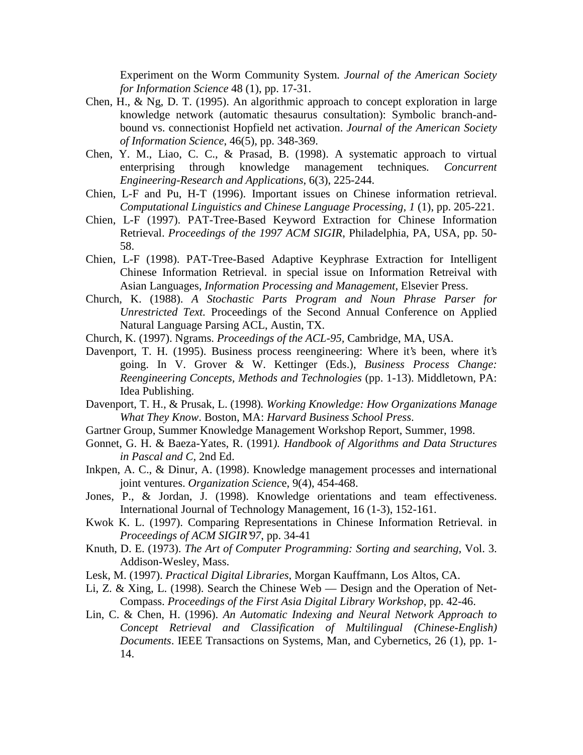Experiment on the Worm Community System. *Journal of the American Society for Information Science* 48 (1), pp. 17-31.

Chen, H., & Ng, D. T. (1995). An algorithmic approach to concept exploration in large knowledge network (automatic thesaurus consultation): Symbolic branch-and-bound vs. connectionist Hopfield net activation. *Journal of the American Society of Information Science*, 46(5), pp. 348-369.

Chen, Y. M., Liao, C. C., & Prasad, B. (1998). A systematic approach to virtual enterprising through knowledge management techniques. *Concurrent Engineering-Research and Applications*, 6(3), 225-244.

Chien, L-F and Pu, H-T (1996). Important issues on Chinese information retrieval. *Computational Linguistics and Chinese Language Processing, 1* (1), pp. 205-221.

Chien, L-F (1997). PAT-Tree-Based Keyword Extraction for Chinese Information Retrieval. *Proceedings of the 1997 ACM SIGIR*, Philadelphia, PA, USA, pp. 50-58.

Chien, L-F (1998). PAT-Tree-Based Adaptive Keyphrase Extraction for Intelligent Chinese Information Retrieval. in special issue on Information Retreival with Asian Languages, *Information Processing and Management*, Elsevier Press.

Church, K. (1988). *A Stochastic Parts Program and Noun Phrase Parser for Unrestricted Text.* Proceedings of the Second Annual Conference on Applied Natural Language Parsing ACL, Austin, TX.

Church, K. (1997). Ngrams. *Proceedings of the ACL-95*, Cambridge, MA, USA.

Davenport, T. H. (1995). Business process reengineering: Where it's been, where it's going. In V. Grover & W. Kettinger (Eds.), *Business Process Change: Reengineering Concepts, Methods and Technologies* (pp. 1-13). Middletown, PA: Idea Publishing.

Davenport, T. H., & Prusak, L. (1998). *Working Knowledge: How Organizations Manage What They Know*. Boston, MA: *Harvard Business School Press*.

Gartner Group, Summer Knowledge Management Workshop Report, Summer, 1998.

Gonnet, G. H. & Baeza-Yates, R. (1991*). Handbook of Algorithms and Data Structures in Pascal and C*, 2nd Ed.

Inkpen, A. C., & Dinur, A. (1998). Knowledge management processes and international joint ventures. *Organization Scienc*e, 9(4), 454-468.

Jones, P., & Jordan, J. (1998). Knowledge orientations and team effectiveness. International Journal of Technology Management, 16 (1-3), 152-161.

Kwok K. L. (1997). Comparing Representations in Chinese Information Retrieval. in *Proceedings of ACM SIGIR'97*, pp. 34-41

Knuth, D. E. (1973). *The Art of Computer Programming: Sorting and searching,* Vol. 3. Addison-Wesley, Mass.

Lesk, M. (1997). *Practical Digital Libraries*, Morgan Kauffmann, Los Altos, CA.

Li, Z. & Xing, L. (1998). Search the Chinese Web — Design and the Operation of Net-Compass. *Proceedings of the First Asia Digital Library Workshop*, pp. 42-46.

Lin, C. & Chen, H. (1996). *An Automatic Indexing and Neural Network Approach to Concept Retrieval and Classification of Multilingual (Chinese-English) Documents*. IEEE Transactions on Systems, Man, and Cybernetics, 26 (1), pp. 1-14.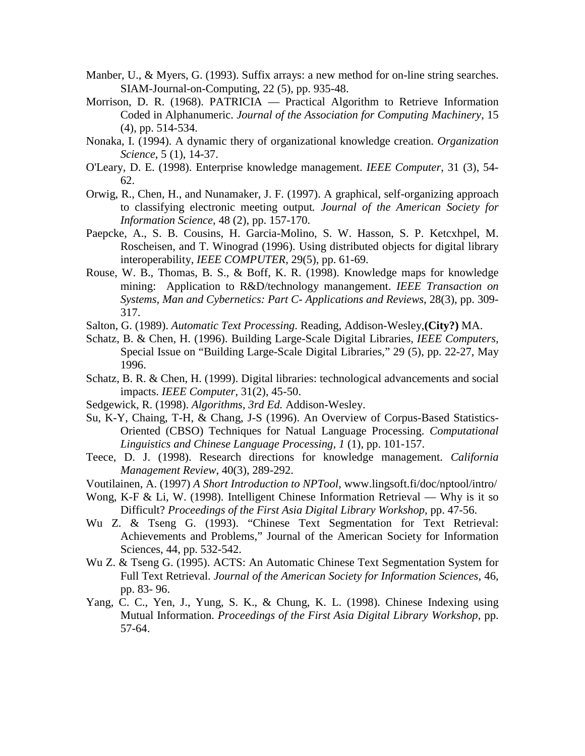Manber, U., & Myers, G. (1993). Suffix arrays: a new method for on-line string searches. SIAM-Journal-on-Computing, 22 (5), pp. 935-48.

Morrison, D. R. (1968). PATRICIA — Practical Algorithm to Retrieve Information Coded in Alphanumeric. *Journal of the Association for Computing Machinery*, 15 (4), pp. 514-534.

Nonaka, I. (1994). A dynamic thery of organizational knowledge creation. *Organization Science*, 5 (1), 14-37.

O'Leary, D. E. (1998). Enterprise knowledge management. *IEEE Computer*, 31 (3), 54-62.

Orwig, R., Chen, H., and Nunamaker, J. F. (1997). A graphical, self-organizing approach to classifying electronic meeting output. *Journal of the American Society for Information Science*, 48 (2), pp. 157-170.

Paepcke, A., S. B. Cousins, H. Garcia-Molino, S. W. Hasson, S. P. Ketcxhpel, M. Roscheisen, and T. Winograd (1996). Using distributed objects for digital library interoperability, *IEEE COMPUTER*, 29(5), pp. 61-69.

Rouse, W. B., Thomas, B. S., & Boff, K. R. (1998). Knowledge maps for knowledge mining: Application to R&D/technology manangement. *IEEE Transaction on Systems, Man and Cybernetics: Part C- Applications and Reviews*, 28(3), pp. 309-317.

Salton, G. (1989). *Automatic Text Processing*. Reading, Addison-Wesley,**(City?)** MA.

Schatz, B. & Chen, H. (1996). Building Large-Scale Digital Libraries, *IEEE Computers*, Special Issue on "Building Large-Scale Digital Libraries," 29 (5), pp. 22-27, May 1996.

Schatz, B. R. & Chen, H. (1999). Digital libraries: technological advancements and social impacts. *IEEE Computer*, 31(2), 45-50.

Sedgewick, R. (1998). *Algorithms, 3rd Ed.* Addison-Wesley.

Su, K-Y, Chaing, T-H, & Chang, J-S (1996). An Overview of Corpus-Based Statistics-Oriented (CBSO) Techniques for Natual Language Processing. *Computational Linguistics and Chinese Language Processing, 1* (1), pp. 101-157.

Teece, D. J. (1998). Research directions for knowledge management. *California Management Review*, 40(3), 289-292.

Voutilainen, A. (1997) *A Short Introduction to NPTool*, www.lingsoft.fi/doc/nptool/intro/

Wong, K-F & Li, W. (1998). Intelligent Chinese Information Retrieval — Why is it so Difficult? *Proceedings of the First Asia Digital Library Workshop*, pp. 47-56.

Wu Z. & Tseng G. (1993). "Chinese Text Segmentation for Text Retrieval: Achievements and Problems," Journal of the American Society for Information Sciences, 44, pp. 532-542.

Wu Z. & Tseng G. (1995). ACTS: An Automatic Chinese Text Segmentation System for Full Text Retrieval. *Journal of the American Society for Information Sciences*, 46, pp. 83- 96.

Yang, C. C., Yen, J., Yung, S. K., & Chung, K. L. (1998). Chinese Indexing using Mutual Information. *Proceedings of the First Asia Digital Library Workshop*, pp. 57-64.